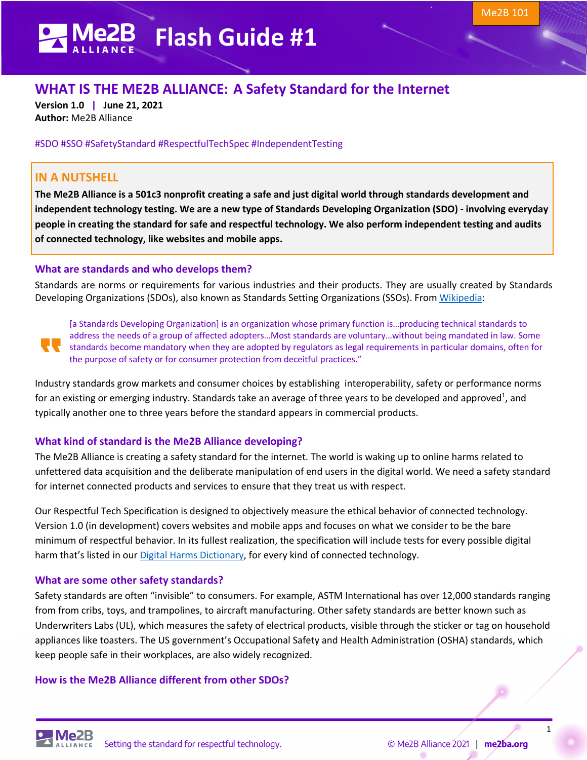Me2B 101

# Flash Guide #1

## WHAT IS THE ME2B ALLIANCE: A Safety Standard for the Internet

**Version 1.0 | June 21, 2021**
**Author:** Me2B Alliance

#SDO #SSO #SafetyStandard #RespectfulTechSpec #IndependentTesting

### IN A NUTSHELL

**The Me2B Alliance is a 501c3 nonprofit creating a safe and just digital world through standards development and independent technology testing. We are a new type of Standards Developing Organization (SDO) - involving everyday people in creating the standard for safe and respectful technology. We also perform independent testing and audits of connected technology, like websites and mobile apps.**

### What are standards and who develops them?

Standards are norms or requirements for various industries and their products. They are usually created by Standards Developing Organizations (SDOs), also known as Standards Setting Organizations (SSOs). From Wikipedia:

> [a Standards Developing Organization] is an organization whose primary function is…producing technical standards to address the needs of a group of affected adopters…Most standards are voluntary…without being mandated in law. Some standards become mandatory when they are adopted by regulators as legal requirements in particular domains, often for the purpose of safety or for consumer protection from deceitful practices."

Industry standards grow markets and consumer choices by establishing interoperability, safety or performance norms for an existing or emerging industry. Standards take an average of three years to be developed and approved[1], and typically another one to three years before the standard appears in commercial products.

### What kind of standard is the Me2B Alliance developing?

The Me2B Alliance is creating a safety standard for the internet. The world is waking up to online harms related to unfettered data acquisition and the deliberate manipulation of end users in the digital world. We need a safety standard for internet connected products and services to ensure that they treat us with respect.

Our Respectful Tech Specification is designed to objectively measure the ethical behavior of connected technology. Version 1.0 (in development) covers websites and mobile apps and focuses on what we consider to be the bare minimum of respectful behavior. In its fullest realization, the specification will include tests for every possible digital harm that's listed in our Digital Harms Dictionary, for every kind of connected technology.

### What are some other safety standards?

Safety standards are often "invisible" to consumers. For example, ASTM International has over 12,000 standards ranging from from cribs, toys, and trampolines, to aircraft manufacturing. Other safety standards are better known such as Underwriters Labs (UL), which measures the safety of electrical products, visible through the sticker or tag on household appliances like toasters. The US government's Occupational Safety and Health Administration (OSHA) standards, which keep people safe in their workplaces, are also widely recognized.

### How is the Me2B Alliance different from other SDOs?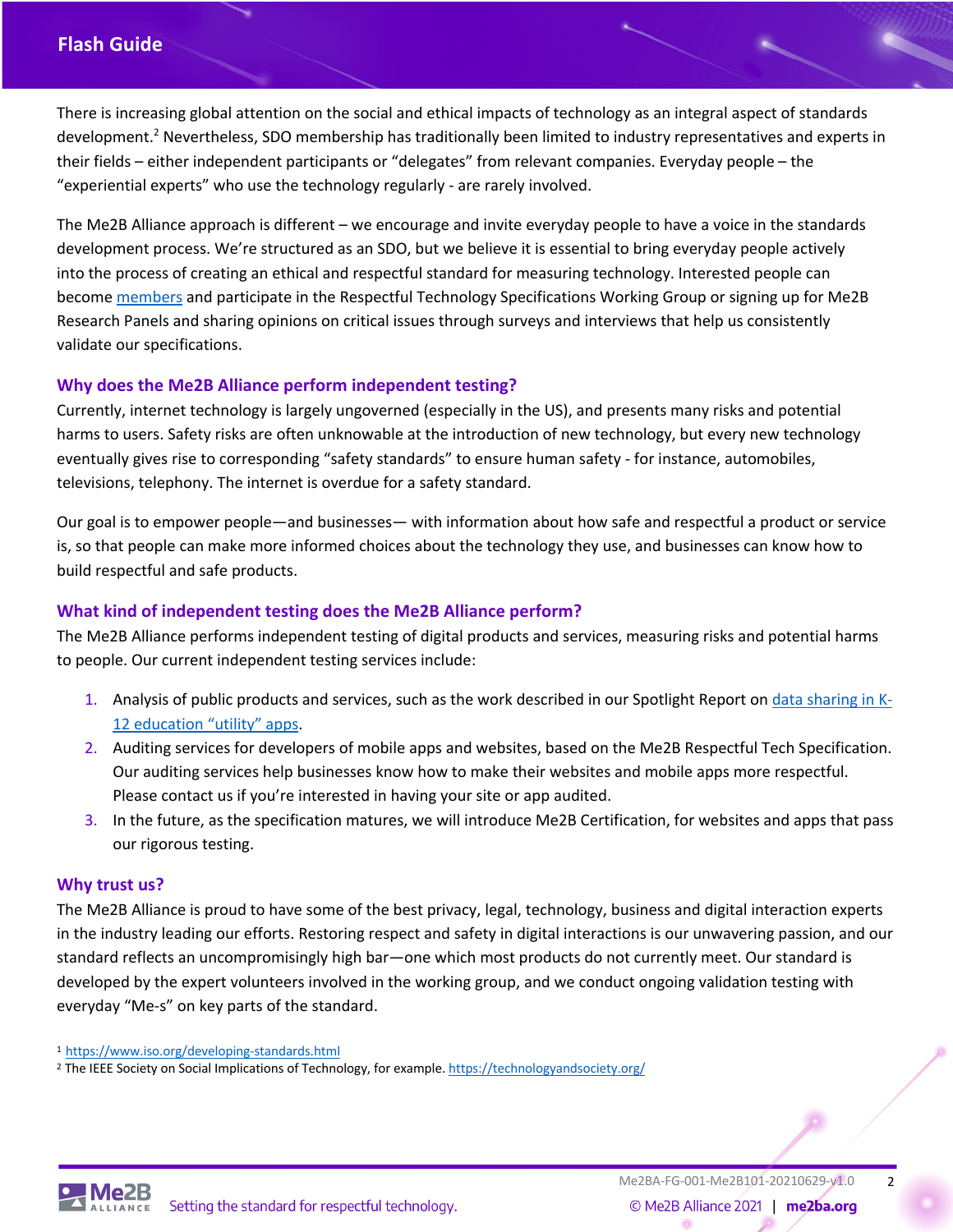There is increasing global attention on the social and ethical impacts of technology as an integral aspect of standards development.[2] Nevertheless, SDO membership has traditionally been limited to industry representatives and experts in their fields – either independent participants or "delegates" from relevant companies. Everyday people – the "experiential experts" who use the technology regularly - are rarely involved.

The Me2B Alliance approach is different – we encourage and invite everyday people to have a voice in the standards development process. We're structured as an SDO, but we believe it is essential to bring everyday people actively into the process of creating an ethical and respectful standard for measuring technology. Interested people can become members and participate in the Respectful Technology Specifications Working Group or signing up for Me2B Research Panels and sharing opinions on critical issues through surveys and interviews that help us consistently validate our specifications.

### Why does the Me2B Alliance perform independent testing?

Currently, internet technology is largely ungoverned (especially in the US), and presents many risks and potential harms to users. Safety risks are often unknowable at the introduction of new technology, but every new technology eventually gives rise to corresponding "safety standards" to ensure human safety - for instance, automobiles, televisions, telephony. The internet is overdue for a safety standard.

Our goal is to empower people—and businesses— with information about how safe and respectful a product or service is, so that people can make more informed choices about the technology they use, and businesses can know how to build respectful and safe products.

### What kind of independent testing does the Me2B Alliance perform?

The Me2B Alliance performs independent testing of digital products and services, measuring risks and potential harms to people. Our current independent testing services include:

1. Analysis of public products and services, such as the work described in our Spotlight Report on data sharing in K-12 education "utility" apps.
2. Auditing services for developers of mobile apps and websites, based on the Me2B Respectful Tech Specification. Our auditing services help businesses know how to make their websites and mobile apps more respectful. Please contact us if you're interested in having your site or app audited.
3. In the future, as the specification matures, we will introduce Me2B Certification, for websites and apps that pass our rigorous testing.

### Why trust us?

The Me2B Alliance is proud to have some of the best privacy, legal, technology, business and digital interaction experts in the industry leading our efforts. Restoring respect and safety in digital interactions is our unwavering passion, and our standard reflects an uncompromisingly high bar—one which most products do not currently meet. Our standard is developed by the expert volunteers involved in the working group, and we conduct ongoing validation testing with everyday "Me-s" on key parts of the standard.

[1] https://www.iso.org/developing-standards.html

[2] The IEEE Society on Social Implications of Technology, for example. https://technologyandsociety.org/